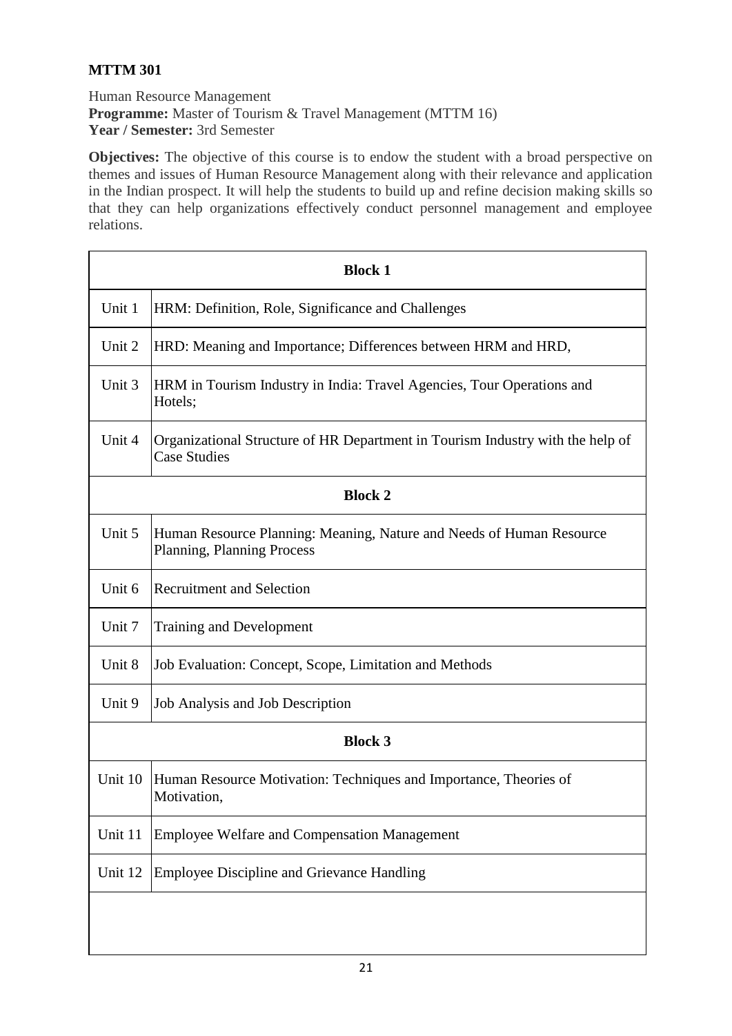**MTTM 301**

Human Resource Management
**Programme:** Master of Tourism & Travel Management (MTTM 16)
**Year / Semester:** 3rd Semester

**Objectives:** The objective of this course is to endow the student with a broad perspective on themes and issues of Human Resource Management along with their relevance and application in the Indian prospect. It will help the students to build up and refine decision making skills so that they can help organizations effectively conduct personnel management and employee relations.

| **Block 1** | |
|---|---|
| Unit 1 | HRM: Definition, Role, Significance and Challenges |
| Unit 2 | HRD: Meaning and Importance; Differences between HRM and HRD, |
| Unit 3 | HRM in Tourism Industry in India: Travel Agencies, Tour Operations and Hotels; |
| Unit 4 | Organizational Structure of HR Department in Tourism Industry with the help of Case Studies |
| **Block 2** | |
| Unit 5 | Human Resource Planning: Meaning, Nature and Needs of Human Resource Planning, Planning Process |
| Unit 6 | Recruitment and Selection |
| Unit 7 | Training and Development |
| Unit 8 | Job Evaluation: Concept, Scope, Limitation and Methods |
| Unit 9 | Job Analysis and Job Description |
| **Block 3** | |
| Unit 10 | Human Resource Motivation: Techniques and Importance, Theories of Motivation, |
| Unit 11 | Employee Welfare and Compensation Management |
| Unit 12 | Employee Discipline and Grievance Handling |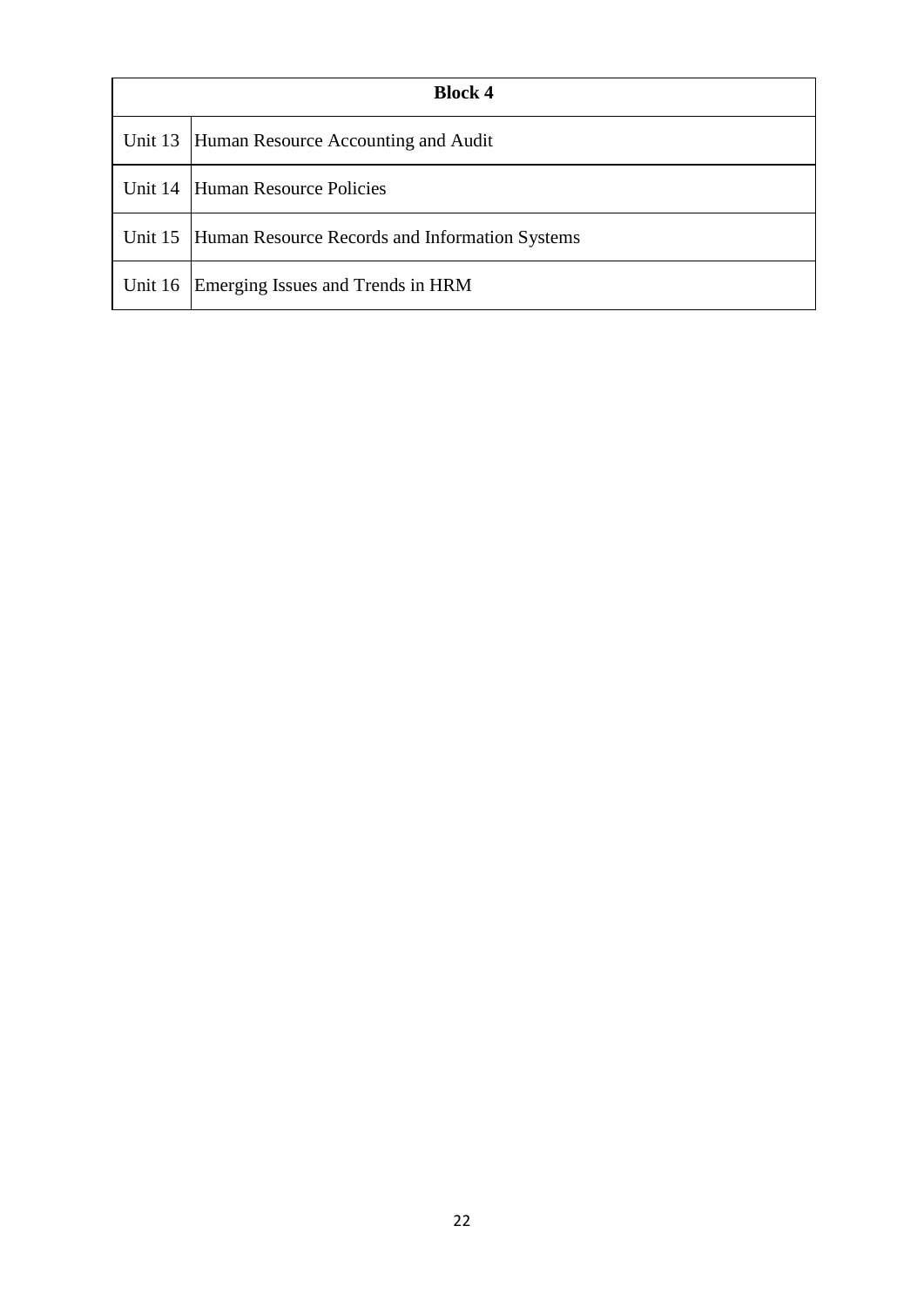| Block 4 | |
|---|---|
| Unit 13 | Human Resource Accounting and Audit |
| Unit 14 | Human Resource Policies |
| Unit 15 | Human Resource Records and Information Systems |
| Unit 16 | Emerging Issues and Trends in HRM |